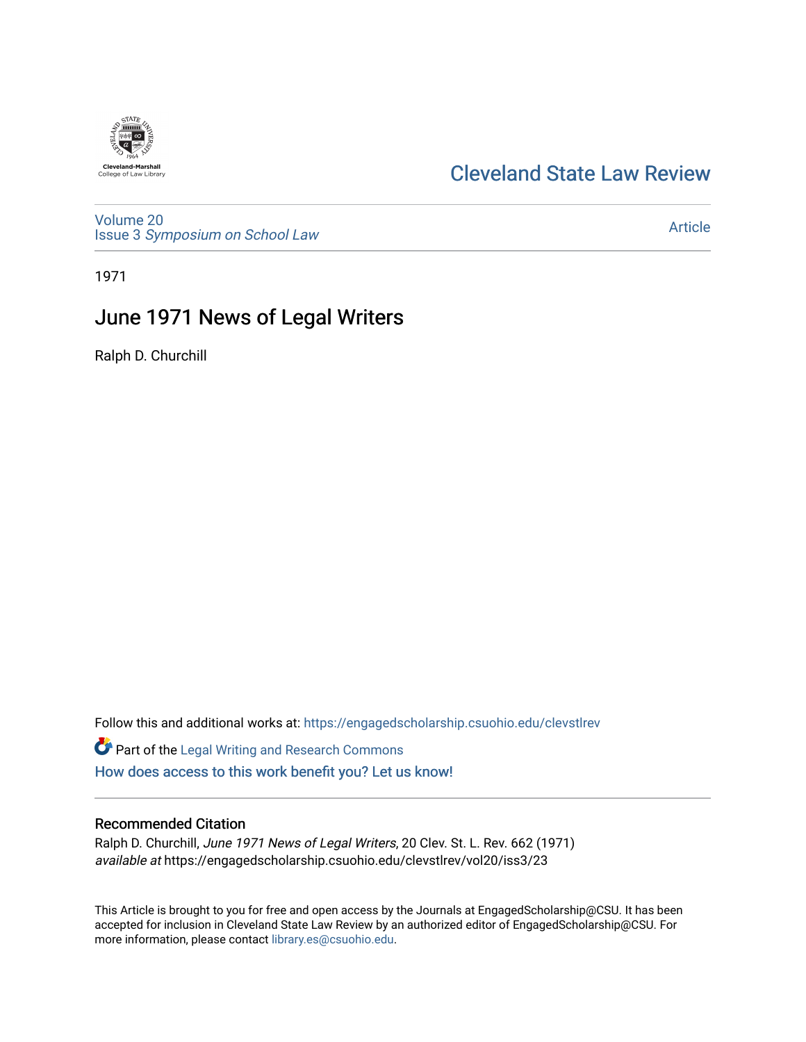Cleveland State Law Review

Volume 20
Issue 3 *Symposium on School Law*

Article

1971

# June 1971 News of Legal Writers

Ralph D. Churchill

Follow this and additional works at: https://engagedscholarship.csuohio.edu/clevstlrev

Part of the Legal Writing and Research Commons

How does access to this work benefit you? Let us know!

### Recommended Citation

Ralph D. Churchill, *June 1971 News of Legal Writers*, 20 Clev. St. L. Rev. 662 (1971)
*available at* https://engagedscholarship.csuohio.edu/clevstlrev/vol20/iss3/23

This Article is brought to you for free and open access by the Journals at EngagedScholarship@CSU. It has been accepted for inclusion in Cleveland State Law Review by an authorized editor of EngagedScholarship@CSU. For more information, please contact library.es@csuohio.edu.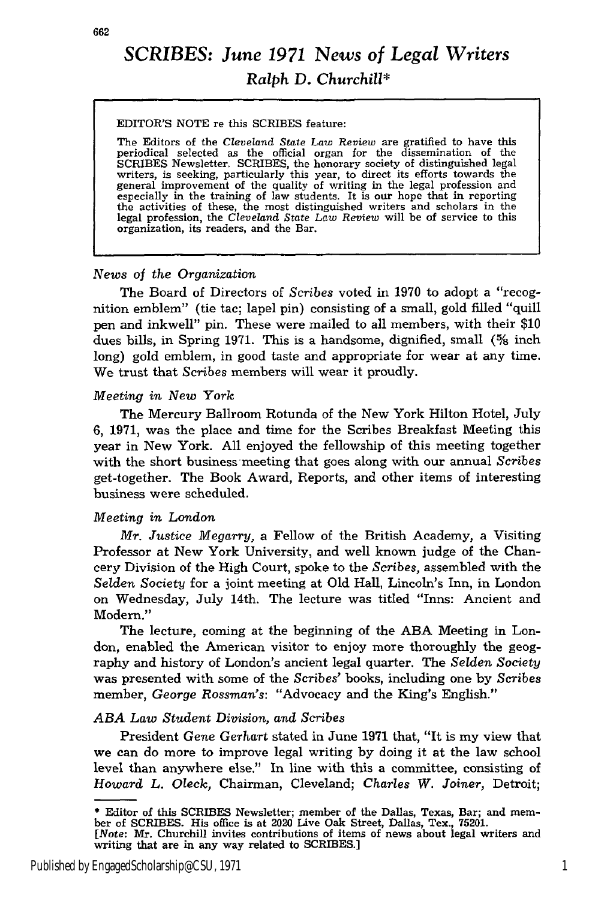# *SCRIBES: June 1971 News of Legal Writers*

*Ralph D. Churchill**

> EDITOR'S NOTE re this SCRIBES feature:
>
> The Editors of the *Cleveland State Law Review* are gratified to have this periodical selected as the official organ for the dissemination of the SCRIBES Newsletter. SCRIBES, the honorary society of distinguished legal writers, is seeking, particularly this year, to direct its efforts towards the general improvement of the quality of writing in the legal profession and especially in the training of law students. It is our hope that in reporting the activities of these, the most distinguished writers and scholars in the legal profession, the *Cleveland State Law Review* will be of service to this organization, its readers, and the Bar.

*News of the Organization*

The Board of Directors of *Scribes* voted in 1970 to adopt a "recognition emblem" (tie tac; lapel pin) consisting of a small, gold filled "quill pen and inkwell" pin. These were mailed to all members, with their $10 dues bills, in Spring 1971. This is a handsome, dignified, small (5/8 inch long) gold emblem, in good taste and appropriate for wear at any time. We trust that *Scribes* members will wear it proudly.

*Meeting in New York*

The Mercury Ballroom Rotunda of the New York Hilton Hotel, July 6, 1971, was the place and time for the Scribes Breakfast Meeting this year in New York. All enjoyed the fellowship of this meeting together with the short business meeting that goes along with our annual *Scribes* get-together. The Book Award, Reports, and other items of interesting business were scheduled.

*Meeting in London*

*Mr. Justice Megarry,* a Fellow of the British Academy, a Visiting Professor at New York University, and well known judge of the Chancery Division of the High Court, spoke to the *Scribes,* assembled with the *Selden Society* for a joint meeting at Old Hall, Lincoln's Inn, in London on Wednesday, July 14th. The lecture was titled "Inns: Ancient and Modern."

The lecture, coming at the beginning of the ABA Meeting in London, enabled the American visitor to enjoy more thoroughly the geography and history of London's ancient legal quarter. The *Selden Society* was presented with some of the *Scribes'* books, including one by *Scribes* member, *George Rossman's*: "Advocacy and the King's English."

*ABA Law Student Division, and Scribes*

President *Gene Gerhart* stated in June 1971 that, "It is my view that we can do more to improve legal writing by doing it at the law school level than anywhere else." In line with this a committee, consisting of *Howard L. Oleck,* Chairman, Cleveland; *Charles W. Joiner,* Detroit;

---

\* Editor of this SCRIBES Newsletter; member of the Dallas, Texas, Bar; and member of SCRIBES. His office is at 2020 Live Oak Street, Dallas, Tex., 75201.
[*Note*: Mr. Churchill invites contributions of items of news about legal writers and writing that are in any way related to SCRIBES.]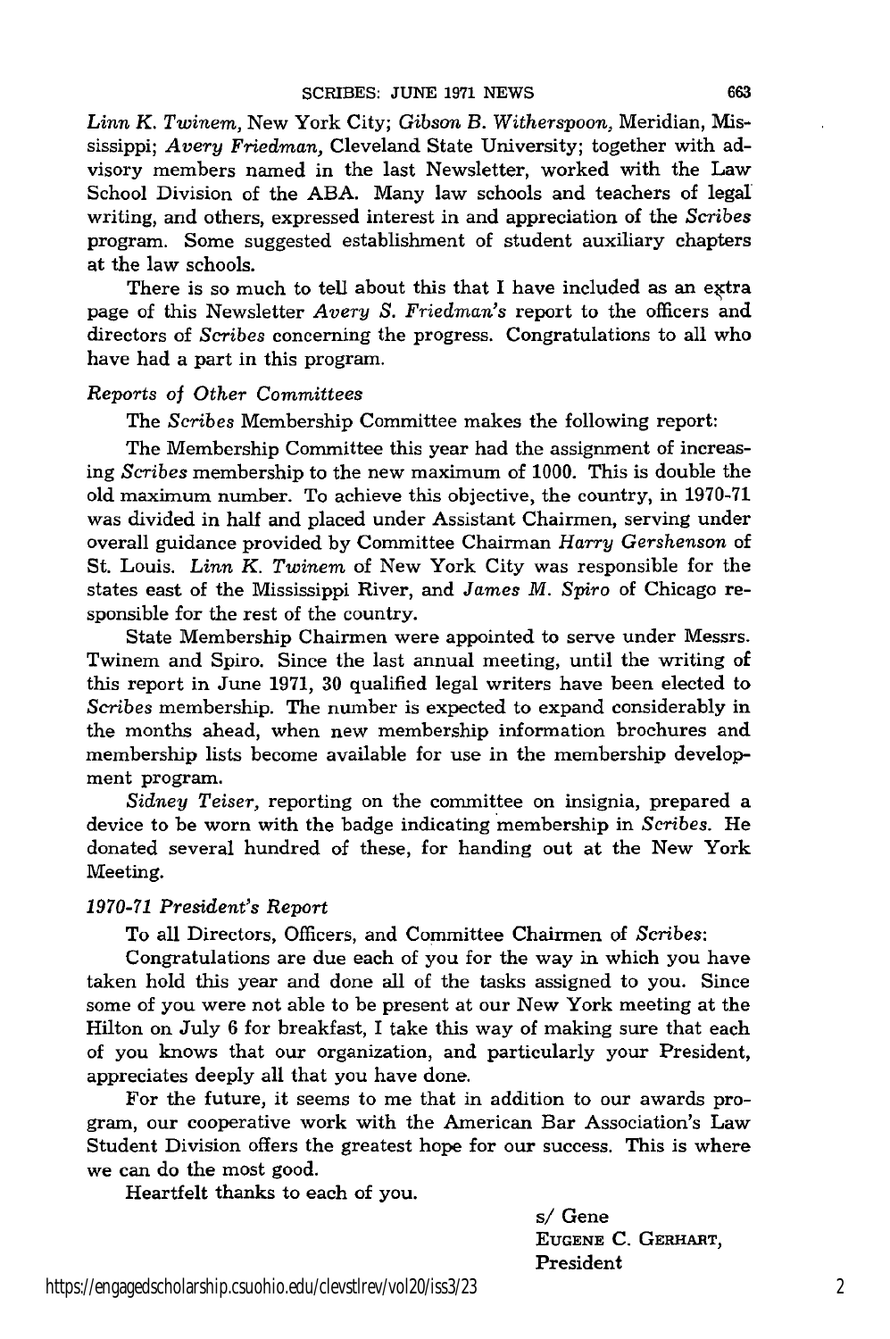*Linn K. Twinem,* New York City; *Gibson B. Witherspoon,* Meridian, Mississippi; *Avery Friedman,* Cleveland State University; together with advisory members named in the last Newsletter, worked with the Law School Division of the ABA. Many law schools and teachers of legal writing, and others, expressed interest in and appreciation of the *Scribes* program. Some suggested establishment of student auxiliary chapters at the law schools.

There is so much to tell about this that I have included as an extra page of this Newsletter *Avery S. Friedman's* report to the officers and directors of *Scribes* concerning the progress. Congratulations to all who have had a part in this program.

### *Reports of Other Committees*

The *Scribes* Membership Committee makes the following report:

The Membership Committee this year had the assignment of increasing *Scribes* membership to the new maximum of 1000. This is double the old maximum number. To achieve this objective, the country, in 1970-71 was divided in half and placed under Assistant Chairmen, serving under overall guidance provided by Committee Chairman *Harry Gershenson* of St. Louis. *Linn K. Twinem* of New York City was responsible for the states east of the Mississippi River, and *James M. Spiro* of Chicago responsible for the rest of the country.

State Membership Chairmen were appointed to serve under Messrs. Twinem and Spiro. Since the last annual meeting, until the writing of this report in June 1971, 30 qualified legal writers have been elected to *Scribes* membership. The number is expected to expand considerably in the months ahead, when new membership information brochures and membership lists become available for use in the membership development program.

*Sidney Teiser,* reporting on the committee on insignia, prepared a device to be worn with the badge indicating membership in *Scribes.* He donated several hundred of these, for handing out at the New York Meeting.

### *1970-71 President's Report*

To all Directors, Officers, and Committee Chairmen of *Scribes*:

Congratulations are due each of you for the way in which you have taken hold this year and done all of the tasks assigned to you. Since some of you were not able to be present at our New York meeting at the Hilton on July 6 for breakfast, I take this way of making sure that each of you knows that our organization, and particularly your President, appreciates deeply all that you have done.

For the future, it seems to me that in addition to our awards program, our cooperative work with the American Bar Association's Law Student Division offers the greatest hope for our success. This is where we can do the most good.

Heartfelt thanks to each of you.

s/ Gene
EUGENE C. GERHART,
President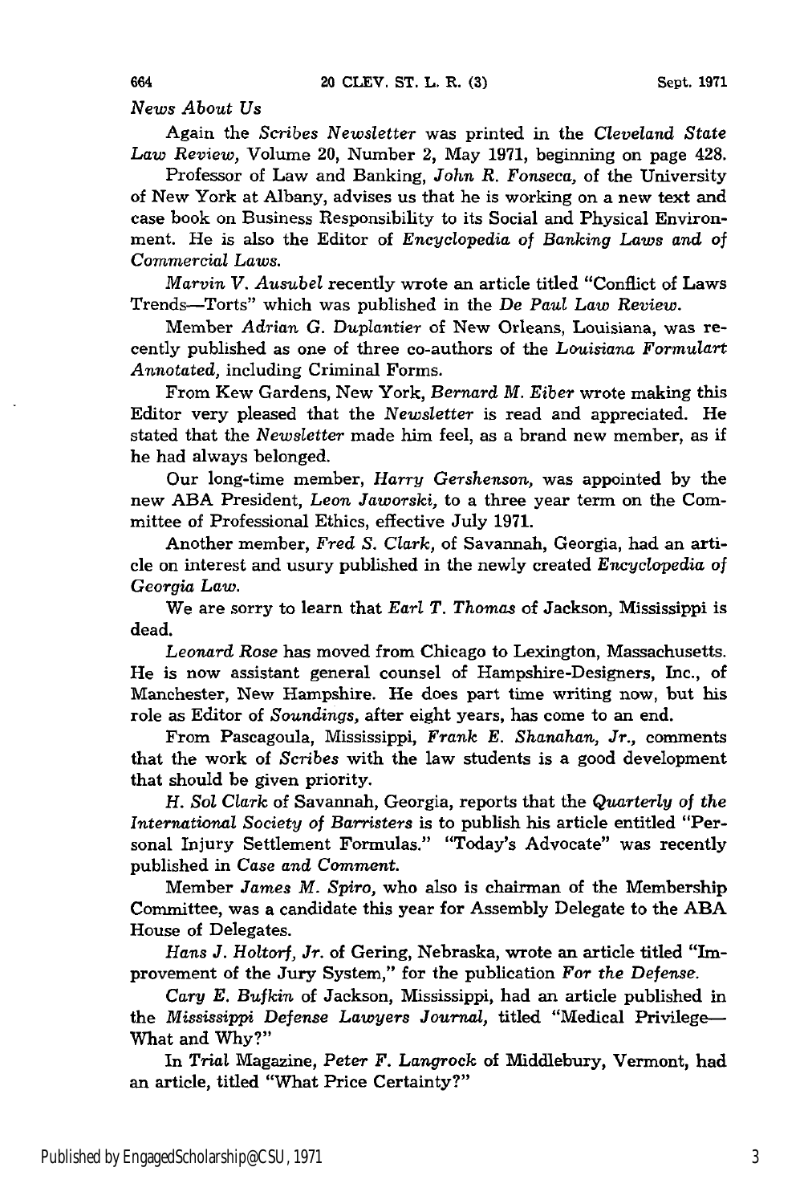*News About Us*

Again the *Scribes Newsletter* was printed in the *Cleveland State Law Review,* Volume 20, Number 2, May 1971, beginning on page 428.

Professor of Law and Banking, *John R. Fonseca,* of the University of New York at Albany, advises us that he is working on a new text and case book on Business Responsibility to its Social and Physical Environment. He is also the Editor of *Encyclopedia of Banking Laws and of Commercial Laws.*

*Marvin V. Ausubel* recently wrote an article titled "Conflict of Laws Trends—Torts" which was published in the *De Paul Law Review.*

Member *Adrian G. Duplantier* of New Orleans, Louisiana, was recently published as one of three co-authors of the *Louisiana Formulart Annotated,* including Criminal Forms.

From Kew Gardens, New York, *Bernard M. Eiber* wrote making this Editor very pleased that the *Newsletter* is read and appreciated. He stated that the *Newsletter* made him feel, as a brand new member, as if he had always belonged.

Our long-time member, *Harry Gershenson,* was appointed by the new ABA President, *Leon Jaworski,* to a three year term on the Committee of Professional Ethics, effective July 1971.

Another member, *Fred S. Clark,* of Savannah, Georgia, had an article on interest and usury published in the newly created *Encyclopedia of Georgia Law.*

We are sorry to learn that *Earl T. Thomas* of Jackson, Mississippi is dead.

*Leonard Rose* has moved from Chicago to Lexington, Massachusetts. He is now assistant general counsel of Hampshire-Designers, Inc., of Manchester, New Hampshire. He does part time writing now, but his role as Editor of *Soundings,* after eight years, has come to an end.

From Pascagoula, Mississippi, *Frank E. Shanahan, Jr.,* comments that the work of *Scribes* with the law students is a good development that should be given priority.

*H. Sol Clark* of Savannah, Georgia, reports that the *Quarterly of the International Society of Barristers* is to publish his article entitled "Personal Injury Settlement Formulas." "Today's Advocate" was recently published in *Case and Comment.*

Member *James M. Spiro,* who also is chairman of the Membership Committee, was a candidate this year for Assembly Delegate to the ABA House of Delegates.

*Hans J. Holtorf, Jr.* of Gering, Nebraska, wrote an article titled "Improvement of the Jury System," for the publication *For the Defense.*

*Cary E. Bufkin* of Jackson, Mississippi, had an article published in the *Mississippi Defense Lawyers Journal,* titled "Medical Privilege—What and Why?"

In *Trial* Magazine, *Peter F. Langrock* of Middlebury, Vermont, had an article, titled "What Price Certainty?"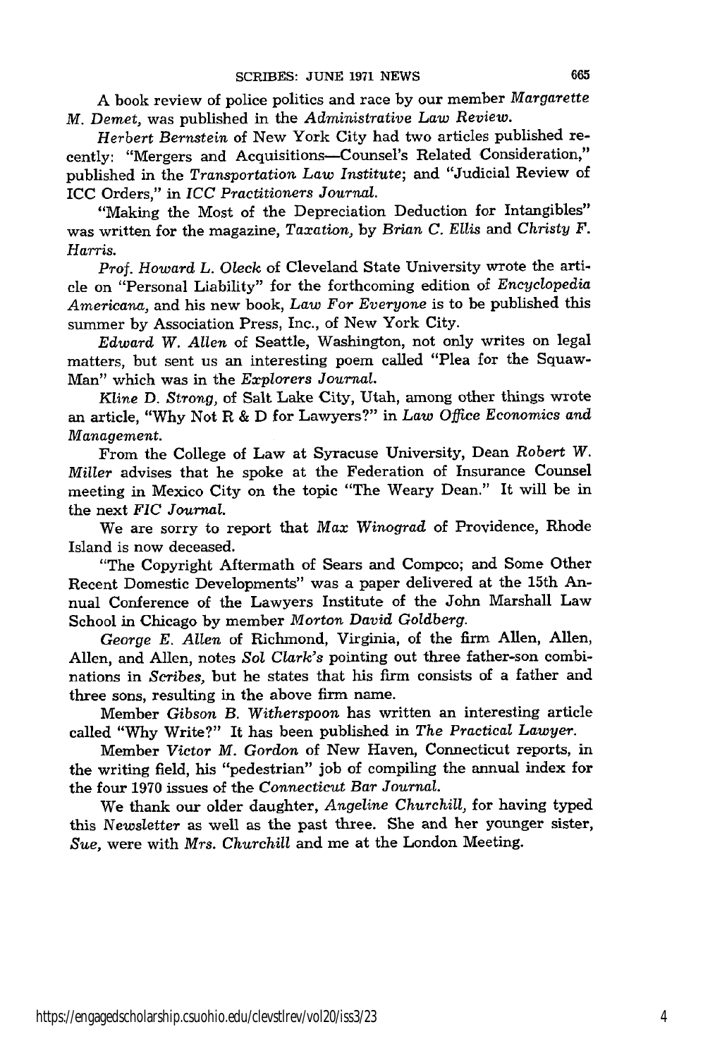A book review of police politics and race by our member *Margarette M. Demet,* was published in the *Administrative Law Review.*

*Herbert Bernstein* of New York City had two articles published recently: "Mergers and Acquisitions—Counsel's Related Consideration," published in the *Transportation Law Institute*; and "Judicial Review of ICC Orders," in *ICC Practitioners Journal.*

"Making the Most of the Depreciation Deduction for Intangibles" was written for the magazine, *Taxation,* by *Brian C. Ellis* and *Christy F. Harris.*

*Prof. Howard L. Oleck* of Cleveland State University wrote the article on "Personal Liability" for the forthcoming edition of *Encyclopedia Americana,* and his new book, *Law For Everyone* is to be published this summer by Association Press, Inc., of New York City.

*Edward W. Allen* of Seattle, Washington, not only writes on legal matters, but sent us an interesting poem called "Plea for the Squaw-Man" which was in the *Explorers Journal.*

*Kline D. Strong,* of Salt Lake City, Utah, among other things wrote an article, "Why Not R & D for Lawyers?" in *Law Office Economics and Management.*

From the College of Law at Syracuse University, Dean *Robert W. Miller* advises that he spoke at the Federation of Insurance Counsel meeting in Mexico City on the topic "The Weary Dean." It will be in the next *FIC Journal.*

We are sorry to report that *Max Winograd* of Providence, Rhode Island is now deceased.

"The Copyright Aftermath of Sears and Compco; and Some Other Recent Domestic Developments" was a paper delivered at the 15th Annual Conference of the Lawyers Institute of the John Marshall Law School in Chicago by member *Morton David Goldberg.*

*George E. Allen* of Richmond, Virginia, of the firm Allen, Allen, Allen, and Allen, notes *Sol Clark's* pointing out three father-son combinations in *Scribes,* but he states that his firm consists of a father and three sons, resulting in the above firm name.

Member *Gibson B. Witherspoon* has written an interesting article called "Why Write?" It has been published in *The Practical Lawyer.*

Member *Victor M. Gordon* of New Haven, Connecticut reports, in the writing field, his "pedestrian" job of compiling the annual index for the four 1970 issues of the *Connecticut Bar Journal.*

We thank our older daughter, *Angeline Churchill,* for having typed this *Newsletter* as well as the past three. She and her younger sister, *Sue,* were with *Mrs. Churchill* and me at the London Meeting.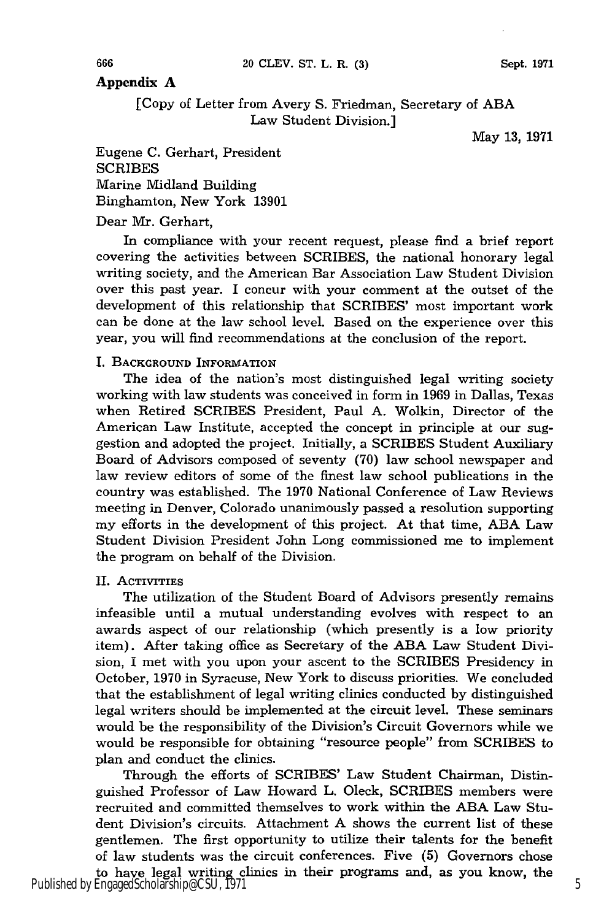## Appendix A

[Copy of Letter from Avery S. Friedman, Secretary of ABA Law Student Division.]

May 13, 1971

Eugene C. Gerhart, President
SCRIBES
Marine Midland Building
Binghamton, New York 13901

Dear Mr. Gerhart,

In compliance with your recent request, please find a brief report covering the activities between SCRIBES, the national honorary legal writing society, and the American Bar Association Law Student Division over this past year. I concur with your comment at the outset of the development of this relationship that SCRIBES' most important work can be done at the law school level. Based on the experience over this year, you will find recommendations at the conclusion of the report.

I. Background Information

The idea of the nation's most distinguished legal writing society working with law students was conceived in form in 1969 in Dallas, Texas when Retired SCRIBES President, Paul A. Wolkin, Director of the American Law Institute, accepted the concept in principle at our suggestion and adopted the project. Initially, a SCRIBES Student Auxiliary Board of Advisors composed of seventy (70) law school newspaper and law review editors of some of the finest law school publications in the country was established. The 1970 National Conference of Law Reviews meeting in Denver, Colorado unanimously passed a resolution supporting my efforts in the development of this project. At that time, ABA Law Student Division President John Long commissioned me to implement the program on behalf of the Division.

II. Activities

The utilization of the Student Board of Advisors presently remains infeasible until a mutual understanding evolves with respect to an awards aspect of our relationship (which presently is a low priority item). After taking office as Secretary of the ABA Law Student Division, I met with you upon your ascent to the SCRIBES Presidency in October, 1970 in Syracuse, New York to discuss priorities. We concluded that the establishment of legal writing clinics conducted by distinguished legal writers should be implemented at the circuit level. These seminars would be the responsibility of the Division's Circuit Governors while we would be responsible for obtaining "resource people" from SCRIBES to plan and conduct the clinics.

Through the efforts of SCRIBES' Law Student Chairman, Distinguished Professor of Law Howard L. Oleck, SCRIBES members were recruited and committed themselves to work within the ABA Law Student Division's circuits. Attachment A shows the current list of these gentlemen. The first opportunity to utilize their talents for the benefit of law students was the circuit conferences. Five (5) Governors chose to have legal writing clinics in their programs and, as you know, the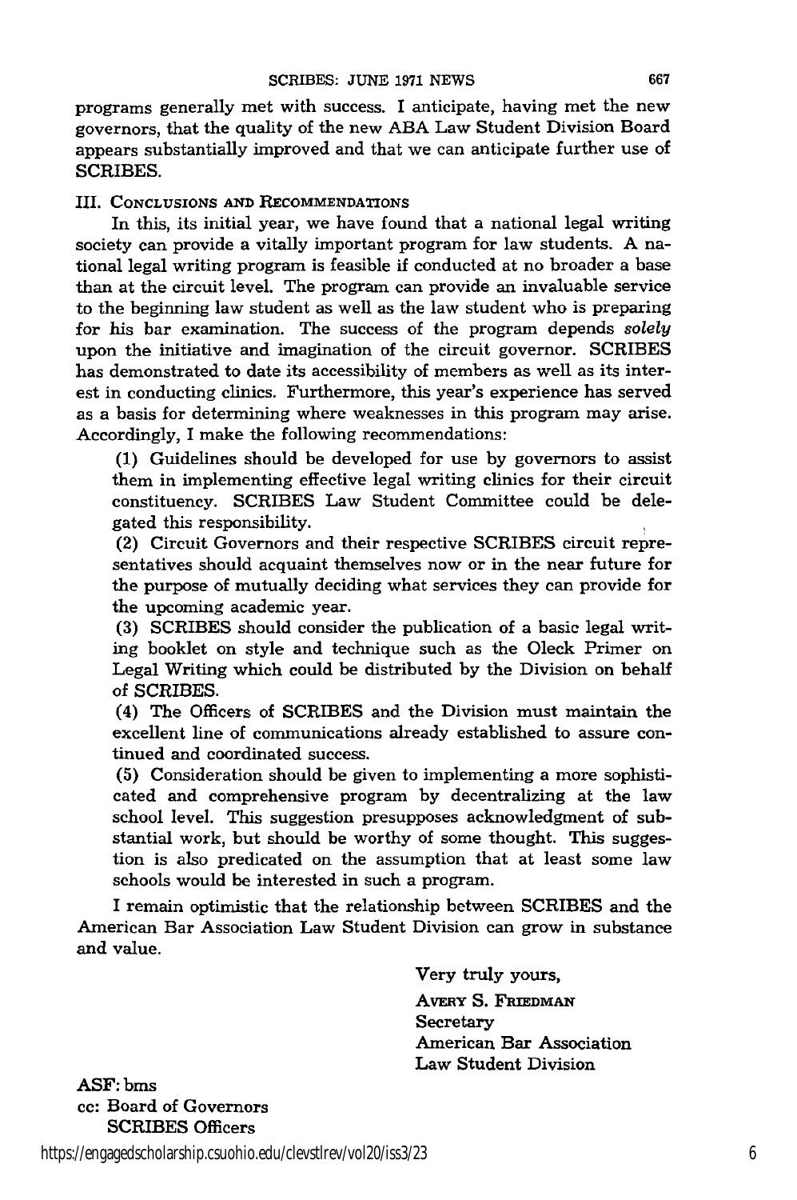programs generally met with success. I anticipate, having met the new governors, that the quality of the new ABA Law Student Division Board appears substantially improved and that we can anticipate further use of SCRIBES.

### III. Conclusions and Recommendations

In this, its initial year, we have found that a national legal writing society can provide a vitally important program for law students. A national legal writing program is feasible if conducted at no broader a base than at the circuit level. The program can provide an invaluable service to the beginning law student as well as the law student who is preparing for his bar examination. The success of the program depends *solely* upon the initiative and imagination of the circuit governor. SCRIBES has demonstrated to date its accessibility of members as well as its interest in conducting clinics. Furthermore, this year's experience has served as a basis for determining where weaknesses in this program may arise. Accordingly, I make the following recommendations:

(1) Guidelines should be developed for use by governors to assist them in implementing effective legal writing clinics for their circuit constituency. SCRIBES Law Student Committee could be delegated this responsibility.

(2) Circuit Governors and their respective SCRIBES circuit representatives should acquaint themselves now or in the near future for the purpose of mutually deciding what services they can provide for the upcoming academic year.

(3) SCRIBES should consider the publication of a basic legal writing booklet on style and technique such as the Oleck Primer on Legal Writing which could be distributed by the Division on behalf of SCRIBES.

(4) The Officers of SCRIBES and the Division must maintain the excellent line of communications already established to assure continued and coordinated success.

(5) Consideration should be given to implementing a more sophisticated and comprehensive program by decentralizing at the law school level. This suggestion presupposes acknowledgment of substantial work, but should be worthy of some thought. This suggestion is also predicated on the assumption that at least some law schools would be interested in such a program.

I remain optimistic that the relationship between SCRIBES and the American Bar Association Law Student Division can grow in substance and value.

Very truly yours,

Avery S. Friedman
Secretary
American Bar Association
Law Student Division

ASF: bms
cc: Board of Governors
SCRIBES Officers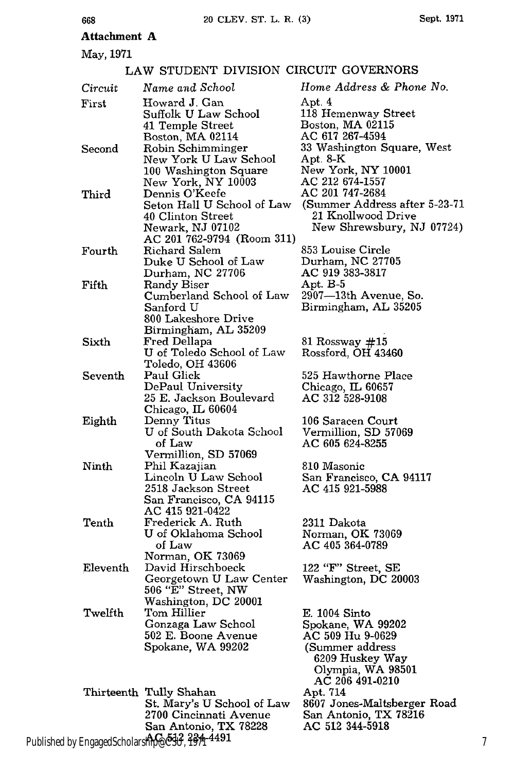**Attachment A**

May, 1971

## LAW STUDENT DIVISION CIRCUIT GOVERNORS

| *Circuit* | *Name and School* | *Home Address & Phone No.* |
|---|---|---|
| First | Howard J. Gan<br>Suffolk U Law School<br>41 Temple Street<br>Boston, MA 02114 | Apt. 4<br>118 Hemenway Street<br>Boston, MA 02115<br>AC 617 267-4594 |
| Second | Robin Schimminger<br>New York U Law School<br>100 Washington Square<br>New York, NY 10003 | 33 Washington Square, West<br>Apt. 8-K<br>New York, NY 10001<br>AC 212 674-1557 |
| Third | Dennis O'Keefe<br>Seton Hall U School of Law<br>40 Clinton Street<br>Newark, NJ 07102<br>AC 201 762-9794 (Room 311) | AC 201 747-2684<br>(Summer Address after 5-23-71<br>21 Knollwood Drive<br>New Shrewsbury, NJ 07724) |
| Fourth | Richard Salem<br>Duke U School of Law<br>Durham, NC 27706 | 853 Louise Circle<br>Durham, NC 27705<br>AC 919 383-3817 |
| Fifth | Randy Biser<br>Cumberland School of Law<br>Sanford U<br>800 Lakeshore Drive<br>Birmingham, AL 35209 | Apt. B-5<br>2907—13th Avenue, So.<br>Birmingham, AL 35205 |
| Sixth | Fred Dellapa<br>U of Toledo School of Law<br>Toledo, OH 43606 | 81 Rossway #15<br>Rossford, OH 43460 |
| Seventh | Paul Glick<br>DePaul University<br>25 E. Jackson Boulevard<br>Chicago, IL 60604 | 525 Hawthorne Place<br>Chicago, IL 60657<br>AC 312 528-9108 |
| Eighth | Denny Titus<br>U of South Dakota School of Law<br>Vermillion, SD 57069 | 106 Saracen Court<br>Vermillion, SD 57069<br>AC 605 624-8255 |
| Ninth | Phil Kazajian<br>Lincoln U Law School<br>2518 Jackson Street<br>San Francisco, CA 94115<br>AC 415 921-0422 | 810 Masonic<br>San Francisco, CA 94117<br>AC 415 921-5988 |
| Tenth | Frederick A. Ruth<br>U of Oklahoma School of Law<br>Norman, OK 73069 | 2311 Dakota<br>Norman, OK 73069<br>AC 405 364-0789 |
| Eleventh | David Hirschboeck<br>Georgetown U Law Center<br>506 "E" Street, NW<br>Washington, DC 20001 | 122 "F" Street, SE<br>Washington, DC 20003 |
| Twelfth | Tom Hillier<br>Gonzaga Law School<br>502 E. Boone Avenue<br>Spokane, WA 99202 | E. 1004 Sinto<br>Spokane, WA 99202<br>AC 509 Hu 9-0629<br>(Summer address<br>6209 Huskey Way<br>Olympia, WA 98501<br>AC 206 491-0210 |
| Thirteenth | Tully Shahan<br>St. Mary's U School of Law<br>2700 Cincinnati Avenue<br>San Antonio, TX 78228<br>AC 512 234-4491 | Apt. 714<br>8607 Jones-Maltsberger Road<br>San Antonio, TX 78216<br>AC 512 344-5918 |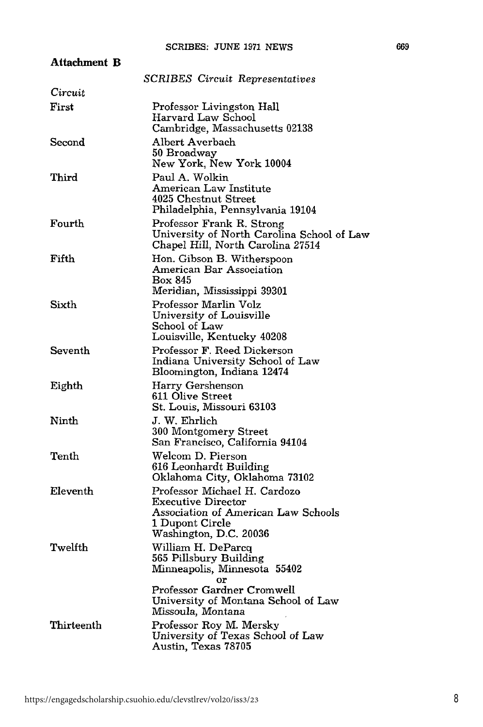## Attachment B

*SCRIBES Circuit Representatives*

| *Circuit* | |
|---|---|
| First | Professor Livingston Hall<br>Harvard Law School<br>Cambridge, Massachusetts 02138 |
| Second | Albert Averbach<br>50 Broadway<br>New York, New York 10004 |
| Third | Paul A. Wolkin<br>American Law Institute<br>4025 Chestnut Street<br>Philadelphia, Pennsylvania 19104 |
| Fourth | Professor Frank R. Strong<br>University of North Carolina School of Law<br>Chapel Hill, North Carolina 27514 |
| Fifth | Hon. Gibson B. Witherspoon<br>American Bar Association<br>Box 845<br>Meridian, Mississippi 39301 |
| Sixth | Professor Marlin Volz<br>University of Louisville<br>School of Law<br>Louisville, Kentucky 40208 |
| Seventh | Professor F. Reed Dickerson<br>Indiana University School of Law<br>Bloomington, Indiana 12474 |
| Eighth | Harry Gershenson<br>611 Olive Street<br>St. Louis, Missouri 63103 |
| Ninth | J. W. Ehrlich<br>300 Montgomery Street<br>San Francisco, California 94104 |
| Tenth | Welcom D. Pierson<br>616 Leonhardt Building<br>Oklahoma City, Oklahoma 73102 |
| Eleventh | Professor Michael H. Cardozo<br>Executive Director<br>Association of American Law Schools<br>1 Dupont Circle<br>Washington, D.C. 20036 |
| Twelfth | William H. DeParcq<br>565 Pillsbury Building<br>Minneapolis, Minnesota 55402<br>or<br>Professor Gardner Cromwell<br>University of Montana School of Law<br>Missoula, Montana |
| Thirteenth | Professor Roy M. Mersky<br>University of Texas School of Law<br>Austin, Texas 78705 |